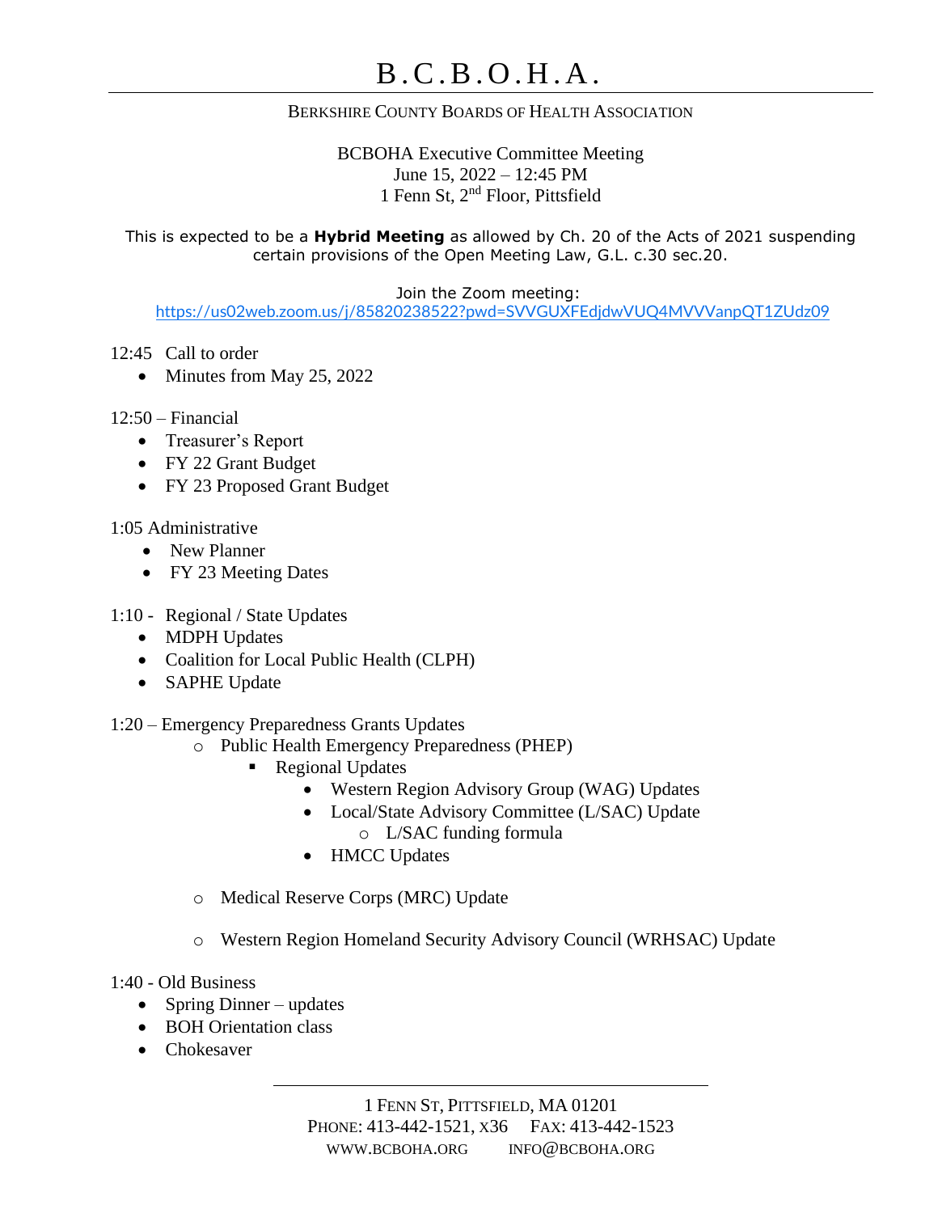# B.C.B.O.H.A.

BERKSHIRE COUNTY BOARDS OF HEALTH ASSOCIATION

BCBOHA Executive Committee Meeting
June 15, 2022 – 12:45 PM
1 Fenn St, 2nd Floor, Pittsfield

This is expected to be a **Hybrid Meeting** as allowed by Ch. 20 of the Acts of 2021 suspending certain provisions of the Open Meeting Law, G.L. c.30 sec.20.

Join the Zoom meeting:
https://us02web.zoom.us/j/85820238522?pwd=SVVGUXFEdjdwVUQ4MVVVanpQT1ZUdz09

12:45 Call to order

- Minutes from May 25, 2022

12:50 – Financial

- Treasurer's Report
- FY 22 Grant Budget
- FY 23 Proposed Grant Budget

1:05 Administrative

- New Planner
- FY 23 Meeting Dates

1:10 - Regional / State Updates

- MDPH Updates
- Coalition for Local Public Health (CLPH)
- SAPHE Update

1:20 – Emergency Preparedness Grants Updates

- Public Health Emergency Preparedness (PHEP)
  - Regional Updates
    - Western Region Advisory Group (WAG) Updates
    - Local/State Advisory Committee (L/SAC) Update
      - L/SAC funding formula
    - HMCC Updates
- Medical Reserve Corps (MRC) Update
- Western Region Homeland Security Advisory Council (WRHSAC) Update

1:40 - Old Business

- Spring Dinner – updates
- BOH Orientation class
- Chokesaver

1 FENN ST, PITTSFIELD, MA 01201
PHONE: 413-442-1521, X36 FAX: 413-442-1523
WWW.BCBOHA.ORG INFO@BCBOHA.ORG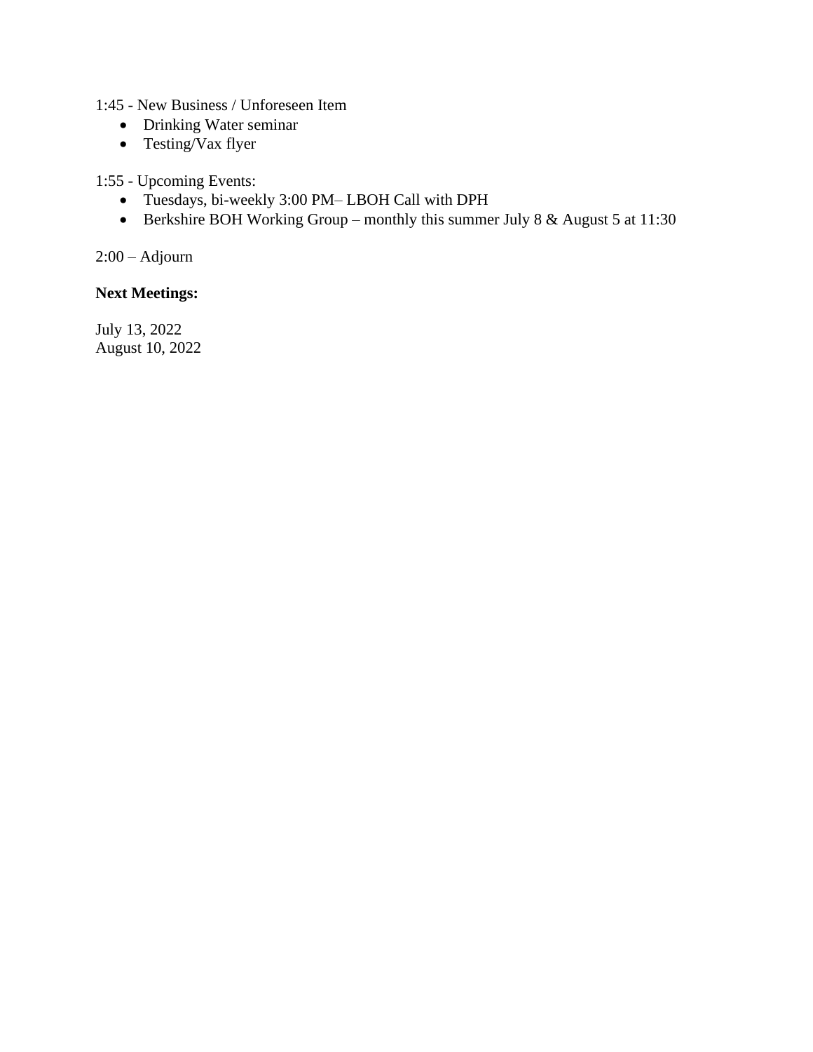1:45 - New Business / Unforeseen Item

- Drinking Water seminar
- Testing/Vax flyer

1:55 - Upcoming Events:

- Tuesdays, bi-weekly 3:00 PM– LBOH Call with DPH
- Berkshire BOH Working Group – monthly this summer July 8 & August 5 at 11:30

2:00 – Adjourn

**Next Meetings:**

July 13, 2022
August 10, 2022